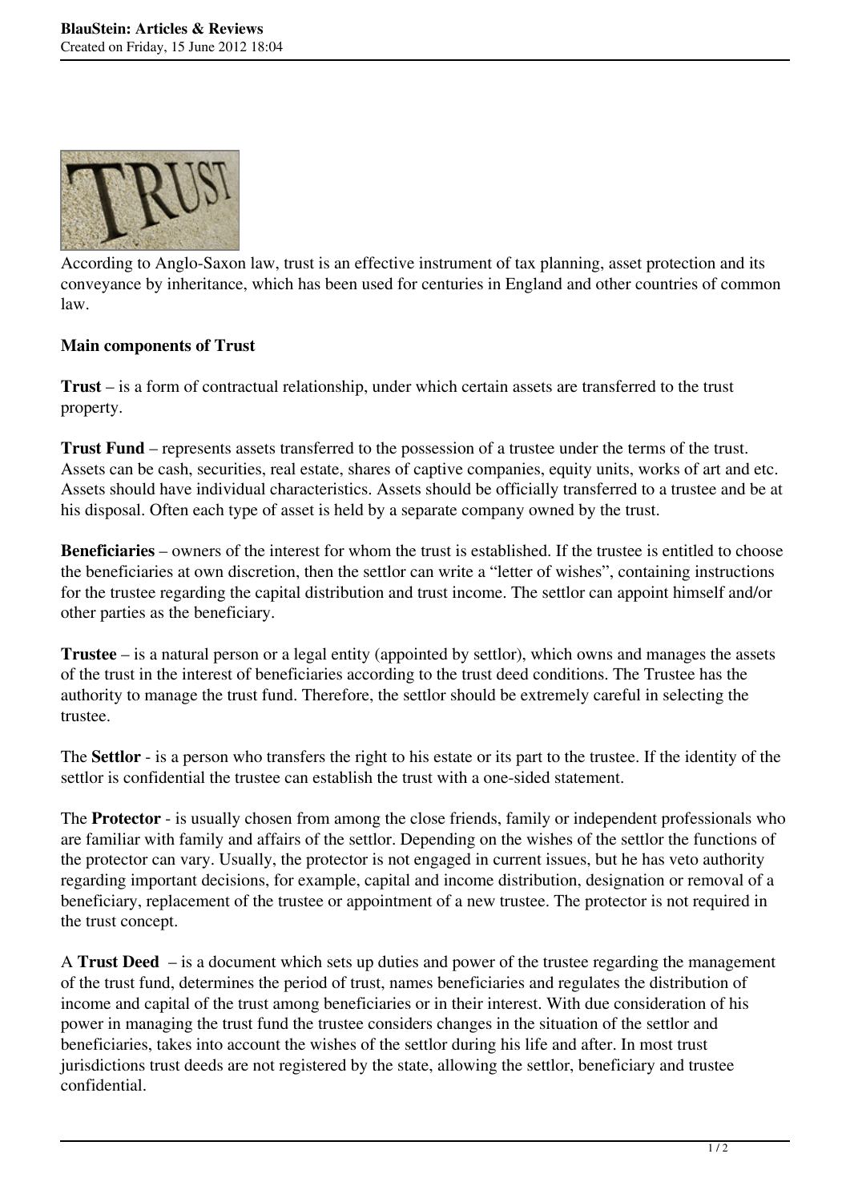According to Anglo-Saxon law, trust is an effective instrument of tax planning, asset protection and its conveyance by inheritance, which has been used for centuries in England and other countries of common law.

**Main components of Trust**

**Trust** – is a form of contractual relationship, under which certain assets are transferred to the trust property.

**Trust Fund** – represents assets transferred to the possession of a trustee under the terms of the trust. Assets can be cash, securities, real estate, shares of captive companies, equity units, works of art and etc. Assets should have individual characteristics. Assets should be officially transferred to a trustee and be at his disposal. Often each type of asset is held by a separate company owned by the trust.

**Beneficiaries** – owners of the interest for whom the trust is established. If the trustee is entitled to choose the beneficiaries at own discretion, then the settlor can write a "letter of wishes", containing instructions for the trustee regarding the capital distribution and trust income. The settlor can appoint himself and/or other parties as the beneficiary.

**Trustee** – is a natural person or a legal entity (appointed by settlor), which owns and manages the assets of the trust in the interest of beneficiaries according to the trust deed conditions. The Trustee has the authority to manage the trust fund. Therefore, the settlor should be extremely careful in selecting the trustee.

The **Settlor** - is a person who transfers the right to his estate or its part to the trustee. If the identity of the settlor is confidential the trustee can establish the trust with a one-sided statement.

The **Protector** - is usually chosen from among the close friends, family or independent professionals who are familiar with family and affairs of the settlor. Depending on the wishes of the settlor the functions of the protector can vary. Usually, the protector is not engaged in current issues, but he has veto authority regarding important decisions, for example, capital and income distribution, designation or removal of a beneficiary, replacement of the trustee or appointment of a new trustee. The protector is not required in the trust concept.

A **Trust Deed** – is a document which sets up duties and power of the trustee regarding the management of the trust fund, determines the period of trust, names beneficiaries and regulates the distribution of income and capital of the trust among beneficiaries or in their interest. With due consideration of his power in managing the trust fund the trustee considers changes in the situation of the settlor and beneficiaries, takes into account the wishes of the settlor during his life and after. In most trust jurisdictions trust deeds are not registered by the state, allowing the settlor, beneficiary and trustee confidential.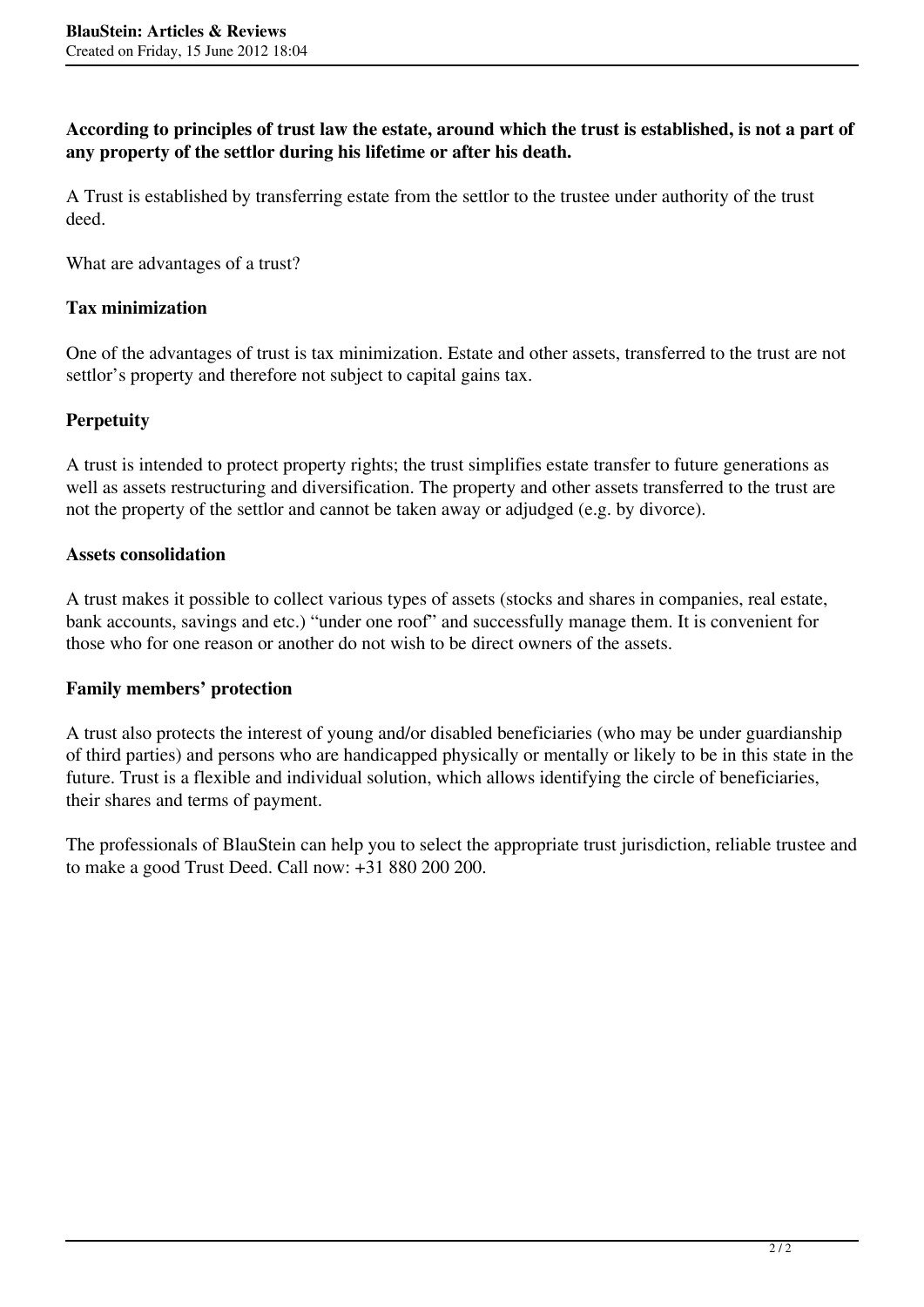**According to principles of trust law the estate, around which the trust is established, is not a part of any property of the settlor during his lifetime or after his death.**

A Trust is established by transferring estate from the settlor to the trustee under authority of the trust deed.

What are advantages of a trust?

**Tax minimization**

One of the advantages of trust is tax minimization. Estate and other assets, transferred to the trust are not settlor's property and therefore not subject to capital gains tax.

**Perpetuity**

A trust is intended to protect property rights; the trust simplifies estate transfer to future generations as well as assets restructuring and diversification. The property and other assets transferred to the trust are not the property of the settlor and cannot be taken away or adjudged (e.g. by divorce).

**Assets consolidation**

A trust makes it possible to collect various types of assets (stocks and shares in companies, real estate, bank accounts, savings and etc.) "under one roof" and successfully manage them. It is convenient for those who for one reason or another do not wish to be direct owners of the assets.

**Family members' protection**

A trust also protects the interest of young and/or disabled beneficiaries (who may be under guardianship of third parties) and persons who are handicapped physically or mentally or likely to be in this state in the future. Trust is a flexible and individual solution, which allows identifying the circle of beneficiaries, their shares and terms of payment.

The professionals of BlauStein can help you to select the appropriate trust jurisdiction, reliable trustee and to make a good Trust Deed. Call now: +31 880 200 200.